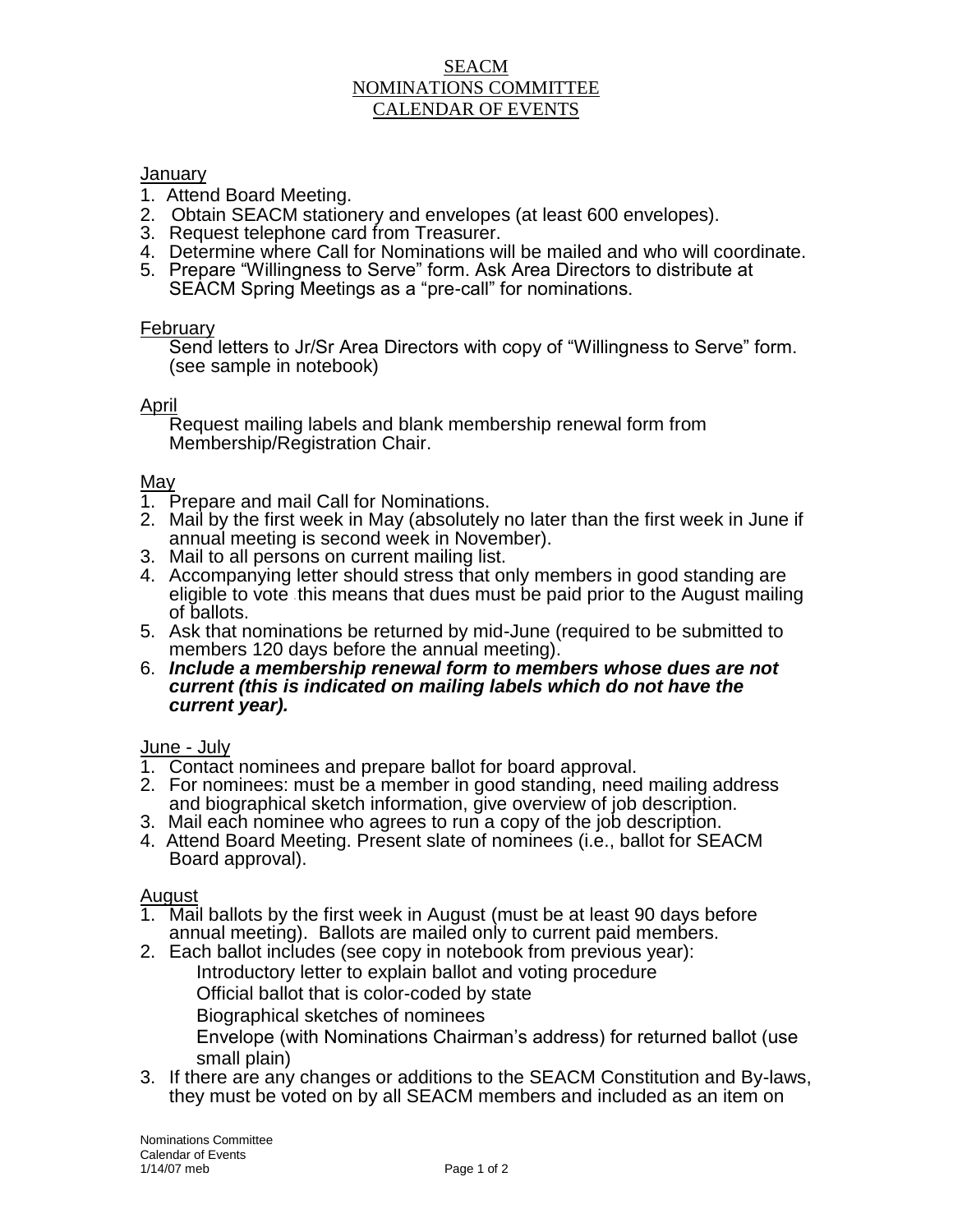# SEACM
## NOMINATIONS COMMITTEE
## CALENDAR OF EVENTS

### January

1. Attend Board Meeting.
2. Obtain SEACM stationery and envelopes (at least 600 envelopes).
3. Request telephone card from Treasurer.
4. Determine where Call for Nominations will be mailed and who will coordinate.
5. Prepare "Willingness to Serve" form. Ask Area Directors to distribute at SEACM Spring Meetings as a "pre-call" for nominations.

### February

Send letters to Jr/Sr Area Directors with copy of "Willingness to Serve" form. (see sample in notebook)

### April

Request mailing labels and blank membership renewal form from Membership/Registration Chair.

### May

1. Prepare and mail Call for Nominations.
2. Mail by the first week in May (absolutely no later than the first week in June if annual meeting is second week in November).
3. Mail to all persons on current mailing list.
4. Accompanying letter should stress that only members in good standing are eligible to vote - this means that dues must be paid prior to the August mailing of ballots.
5. Ask that nominations be returned by mid-June (required to be submitted to members 120 days before the annual meeting).
6. ***Include a membership renewal form to members whose dues are not current (this is indicated on mailing labels which do not have the current year).***

### June - July

1. Contact nominees and prepare ballot for board approval.
2. For nominees: must be a member in good standing, need mailing address and biographical sketch information, give overview of job description.
3. Mail each nominee who agrees to run a copy of the job description.
4. Attend Board Meeting. Present slate of nominees (i.e., ballot for SEACM Board approval).

### August

1. Mail ballots by the first week in August (must be at least 90 days before annual meeting). Ballots are mailed only to current paid members.
2. Each ballot includes (see copy in notebook from previous year):
   - Introductory letter to explain ballot and voting procedure
   - Official ballot that is color-coded by state
   - Biographical sketches of nominees
   - Envelope (with Nominations Chairman's address) for returned ballot (use small plain)
3. If there are any changes or additions to the SEACM Constitution and By-laws, they must be voted on by all SEACM members and included as an item on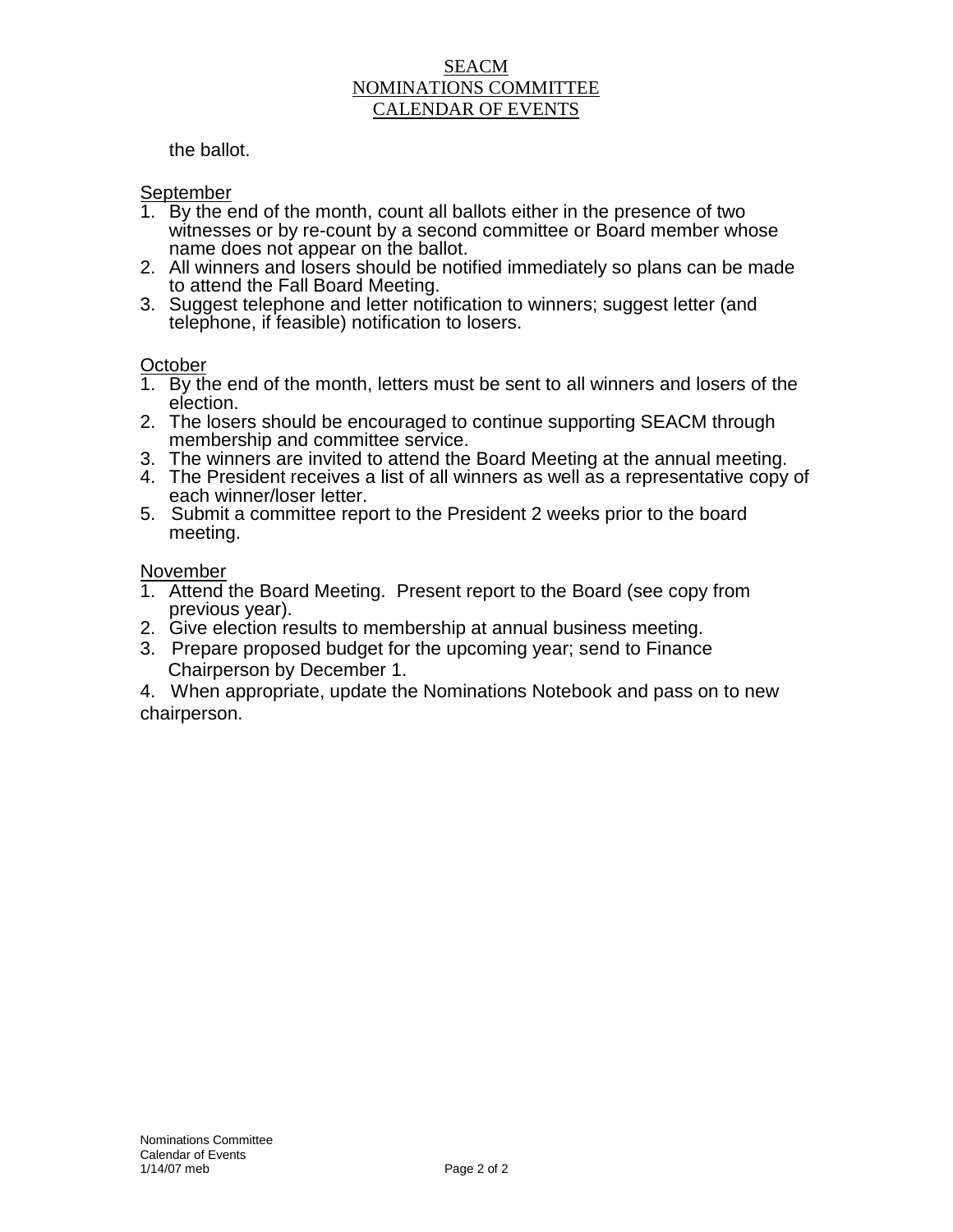the ballot.

September

1. By the end of the month, count all ballots either in the presence of two witnesses or by re-count by a second committee or Board member whose name does not appear on the ballot.
2. All winners and losers should be notified immediately so plans can be made to attend the Fall Board Meeting.
3. Suggest telephone and letter notification to winners; suggest letter (and telephone, if feasible) notification to losers.

October

1. By the end of the month, letters must be sent to all winners and losers of the election.
2. The losers should be encouraged to continue supporting SEACM through membership and committee service.
3. The winners are invited to attend the Board Meeting at the annual meeting.
4. The President receives a list of all winners as well as a representative copy of each winner/loser letter.
5. Submit a committee report to the President 2 weeks prior to the board meeting.

November

1. Attend the Board Meeting. Present report to the Board (see copy from previous year).
2. Give election results to membership at annual business meeting.
3. Prepare proposed budget for the upcoming year; send to Finance Chairperson by December 1.
4. When appropriate, update the Nominations Notebook and pass on to new chairperson.